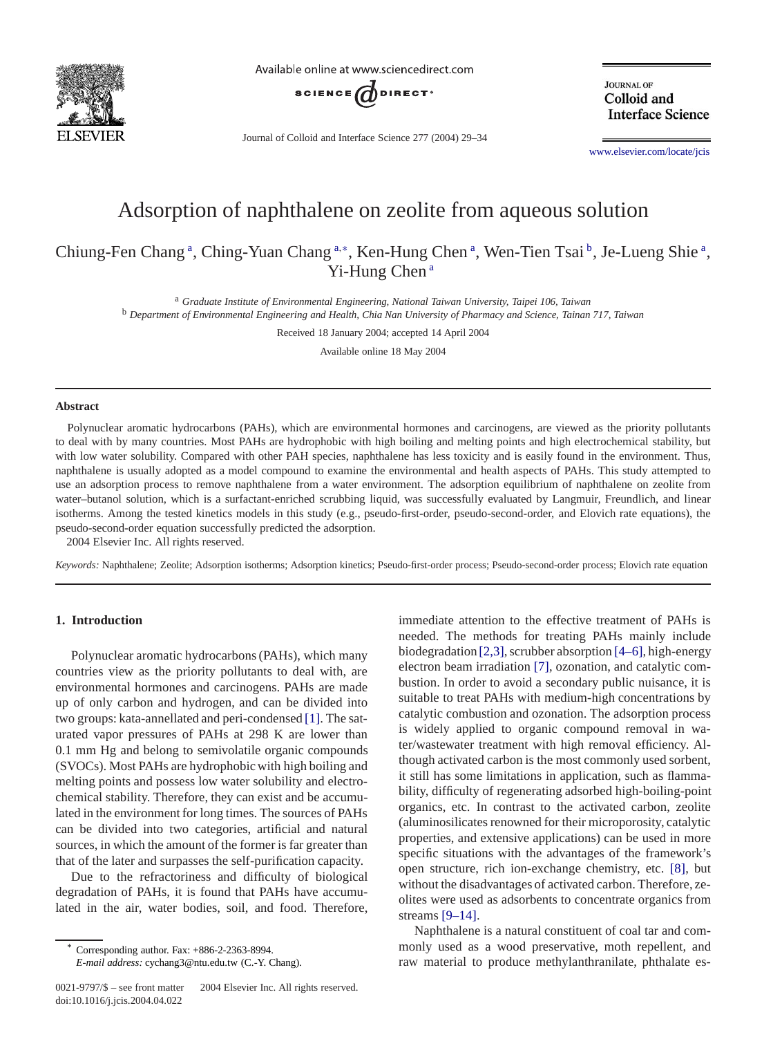# Adsorption of naphthalene on zeolite from aqueous solution

Chiung-Fen Chang [a], Ching-Yuan Chang [a,*], Ken-Hung Chen [a], Wen-Tien Tsai [b], Je-Lueng Shie [a], Yi-Hung Chen [a]

[a] *Graduate Institute of Environmental Engineering, National Taiwan University, Taipei 106, Taiwan*
[b] *Department of Environmental Engineering and Health, Chia Nan University of Pharmacy and Science, Tainan 717, Taiwan*

Received 18 January 2004; accepted 14 April 2004

Available online 18 May 2004

## Abstract

Polynuclear aromatic hydrocarbons (PAHs), which are environmental hormones and carcinogens, are viewed as the priority pollutants to deal with by many countries. Most PAHs are hydrophobic with high boiling and melting points and high electrochemical stability, but with low water solubility. Compared with other PAH species, naphthalene has less toxicity and is easily found in the environment. Thus, naphthalene is usually adopted as a model compound to examine the environmental and health aspects of PAHs. This study attempted to use an adsorption process to remove naphthalene from a water environment. The adsorption equilibrium of naphthalene on zeolite from water–butanol solution, which is a surfactant-enriched scrubbing liquid, was successfully evaluated by Langmuir, Freundlich, and linear isotherms. Among the tested kinetics models in this study (e.g., pseudo-first-order, pseudo-second-order, and Elovich rate equations), the pseudo-second-order equation successfully predicted the adsorption.

2004 Elsevier Inc. All rights reserved.

*Keywords:* Naphthalene; Zeolite; Adsorption isotherms; Adsorption kinetics; Pseudo-first-order process; Pseudo-second-order process; Elovich rate equation

## 1. Introduction

Polynuclear aromatic hydrocarbons (PAHs), which many countries view as the priority pollutants to deal with, are environmental hormones and carcinogens. PAHs are made up of only carbon and hydrogen, and can be divided into two groups: kata-annellated and peri-condensed [1]. The saturated vapor pressures of PAHs at 298 K are lower than 0.1 mm Hg and belong to semivolatile organic compounds (SVOCs). Most PAHs are hydrophobic with high boiling and melting points and possess low water solubility and electrochemical stability. Therefore, they can exist and be accumulated in the environment for long times. The sources of PAHs can be divided into two categories, artificial and natural sources, in which the amount of the former is far greater than that of the later and surpasses the self-purification capacity.

Due to the refractoriness and difficulty of biological degradation of PAHs, it is found that PAHs have accumulated in the air, water bodies, soil, and food. Therefore, immediate attention to the effective treatment of PAHs is needed. The methods for treating PAHs mainly include biodegradation [2,3], scrubber absorption [4–6], high-energy electron beam irradiation [7], ozonation, and catalytic combustion. In order to avoid a secondary public nuisance, it is suitable to treat PAHs with medium-high concentrations by catalytic combustion and ozonation. The adsorption process is widely applied to organic compound removal in water/wastewater treatment with high removal efficiency. Although activated carbon is the most commonly used sorbent, it still has some limitations in application, such as flammability, difficulty of regenerating adsorbed high-boiling-point organics, etc. In contrast to the activated carbon, zeolite (aluminosilicates renowned for their microporosity, catalytic properties, and extensive applications) can be used in more specific situations with the advantages of the framework's open structure, rich ion-exchange chemistry, etc. [8], but without the disadvantages of activated carbon. Therefore, zeolites were used as adsorbents to concentrate organics from streams [9–14].

Naphthalene is a natural constituent of coal tar and commonly used as a wood preservative, moth repellent, and raw material to produce methylanthranilate, phthalate es-

\* Corresponding author. Fax: +886-2-2363-8994.
*E-mail address:* cychang3@ntu.edu.tw (C.-Y. Chang).

0021-9797/$ – see front matter 2004 Elsevier Inc. All rights reserved.
doi:10.1016/j.jcis.2004.04.022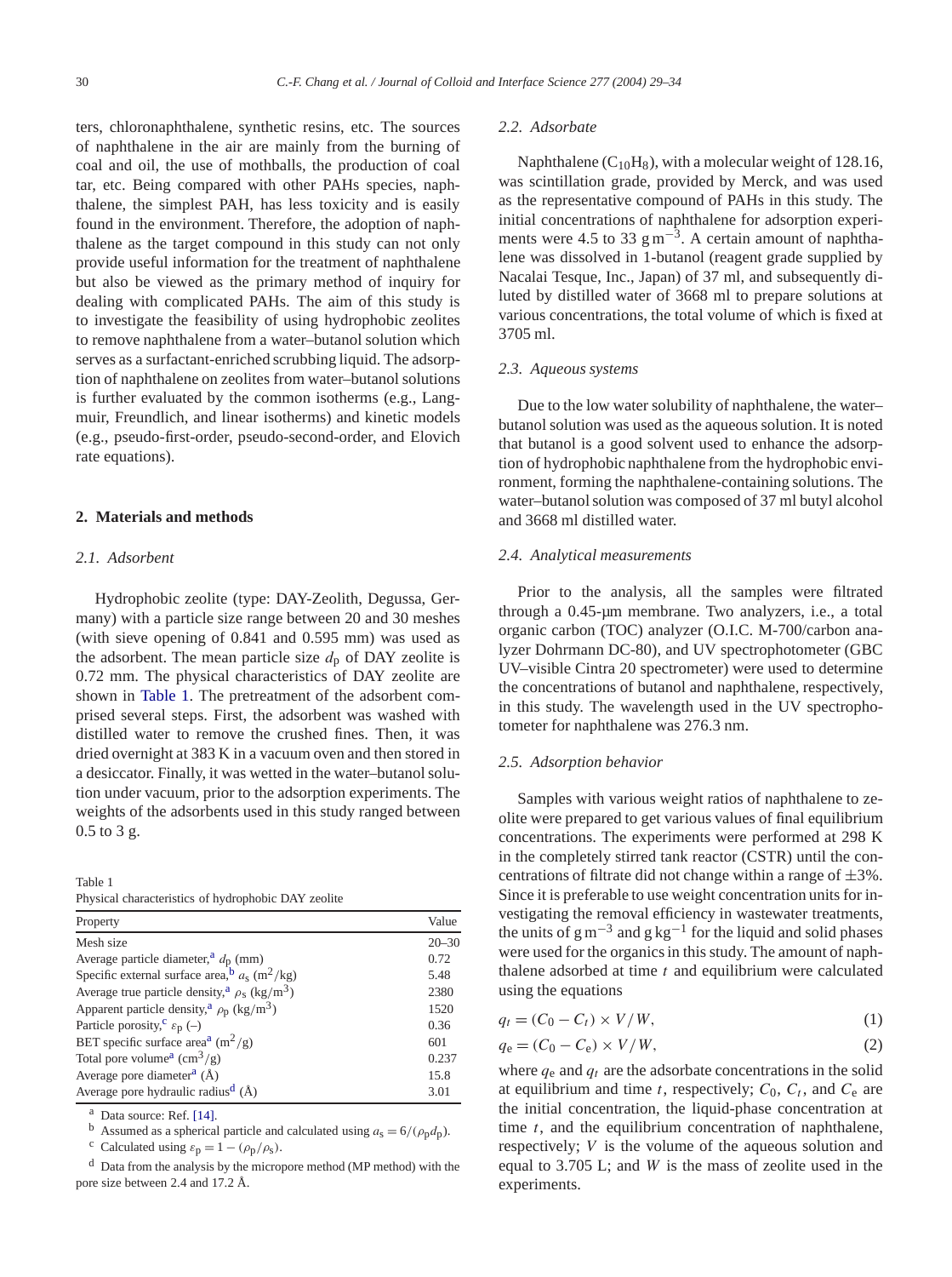ters, chloronaphthalene, synthetic resins, etc. The sources of naphthalene in the air are mainly from the burning of coal and oil, the use of mothballs, the production of coal tar, etc. Being compared with other PAHs species, naphthalene, the simplest PAH, has less toxicity and is easily found in the environment. Therefore, the adoption of naphthalene as the target compound in this study can not only provide useful information for the treatment of naphthalene but also be viewed as the primary method of inquiry for dealing with complicated PAHs. The aim of this study is to investigate the feasibility of using hydrophobic zeolites to remove naphthalene from a water–butanol solution which serves as a surfactant-enriched scrubbing liquid. The adsorption of naphthalene on zeolites from water–butanol solutions is further evaluated by the common isotherms (e.g., Langmuir, Freundlich, and linear isotherms) and kinetic models (e.g., pseudo-first-order, pseudo-second-order, and Elovich rate equations).

## 2. Materials and methods

### 2.1. Adsorbent

Hydrophobic zeolite (type: DAY-Zeolith, Degussa, Germany) with a particle size range between 20 and 30 meshes (with sieve opening of 0.841 and 0.595 mm) was used as the adsorbent. The mean particle size $d_p$ of DAY zeolite is 0.72 mm. The physical characteristics of DAY zeolite are shown in Table 1. The pretreatment of the adsorbent comprised several steps. First, the adsorbent was washed with distilled water to remove the crushed fines. Then, it was dried overnight at 383 K in a vacuum oven and then stored in a desiccator. Finally, it was wetted in the water–butanol solution under vacuum, prior to the adsorption experiments. The weights of the adsorbents used in this study ranged between 0.5 to 3 g.

Table 1
Physical characteristics of hydrophobic DAY zeolite

| Property | Value |
|---|---|
| Mesh size | 20–30 |
| Average particle diameter,[a] $d_p$ (mm) | 0.72 |
| Specific external surface area,[b] $a_s$ ($m^2/kg$) | 5.48 |
| Average true particle density,[a] $\rho_s$ ($kg/m^3$) | 2380 |
| Apparent particle density,[a] $\rho_p$ ($kg/m^3$) | 1520 |
| Particle porosity,[c] $\varepsilon_p$ (–) | 0.36 |
| BET specific surface area[a] ($m^2/g$) | 601 |
| Total pore volume[a] ($cm^3/g$) | 0.237 |
| Average pore diameter[a] (Å) | 15.8 |
| Average pore hydraulic radius[d] (Å) | 3.01 |

[a] Data source: Ref. [14].
[b] Assumed as a spherical particle and calculated using $a_s = 6/(\rho_p d_p)$.
[c] Calculated using $\varepsilon_p = 1 - (\rho_p/\rho_s)$.
[d] Data from the analysis by the micropore method (MP method) with the pore size between 2.4 and 17.2 Å.

### 2.2. Adsorbate

Naphthalene ($C_{10}H_8$), with a molecular weight of 128.16, was scintillation grade, provided by Merck, and was used as the representative compound of PAHs in this study. The initial concentrations of naphthalene for adsorption experiments were 4.5 to 33 $g\,m^{-3}$. A certain amount of naphthalene was dissolved in 1-butanol (reagent grade supplied by Nacalai Tesque, Inc., Japan) of 37 ml, and subsequently diluted by distilled water of 3668 ml to prepare solutions at various concentrations, the total volume of which is fixed at 3705 ml.

### 2.3. Aqueous systems

Due to the low water solubility of naphthalene, the water–butanol solution was used as the aqueous solution. It is noted that butanol is a good solvent used to enhance the adsorption of hydrophobic naphthalene from the hydrophobic environment, forming the naphthalene-containing solutions. The water–butanol solution was composed of 37 ml butyl alcohol and 3668 ml distilled water.

### 2.4. Analytical measurements

Prior to the analysis, all the samples were filtrated through a 0.45-µm membrane. Two analyzers, i.e., a total organic carbon (TOC) analyzer (O.I.C. M-700/carbon analyzer Dohrmann DC-80), and UV spectrophotometer (GBC UV–visible Cintra 20 spectrometer) were used to determine the concentrations of butanol and naphthalene, respectively, in this study. The wavelength used in the UV spectrophotometer for naphthalene was 276.3 nm.

### 2.5. Adsorption behavior

Samples with various weight ratios of naphthalene to zeolite were prepared to get various values of final equilibrium concentrations. The experiments were performed at 298 K in the completely stirred tank reactor (CSTR) until the concentrations of filtrate did not change within a range of ±3%. Since it is preferable to use weight concentration units for investigating the removal efficiency in wastewater treatments, the units of $g\,m^{-3}$ and $g\,kg^{-1}$ for the liquid and solid phases were used for the organics in this study. The amount of naphthalene adsorbed at time $t$ and equilibrium were calculated using the equations

$$q_t = (C_0 - C_t) \times V/W, \tag{1}$$

$$q_e = (C_0 - C_e) \times V/W, \tag{2}$$

where $q_e$ and $q_t$ are the adsorbate concentrations in the solid at equilibrium and time $t$, respectively; $C_0$, $C_t$, and $C_e$ are the initial concentration, the liquid-phase concentration at time $t$, and the equilibrium concentration of naphthalene, respectively; $V$ is the volume of the aqueous solution and equal to 3.705 L; and $W$ is the mass of zeolite used in the experiments.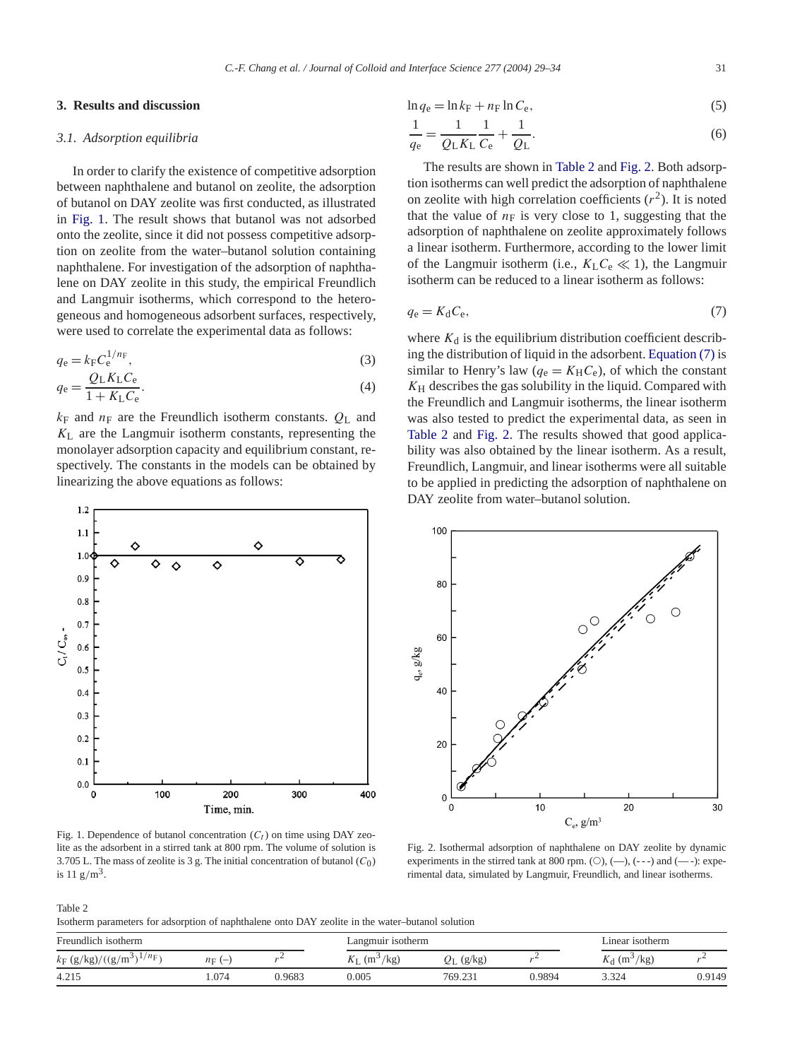## 3. Results and discussion

### 3.1. Adsorption equilibria

In order to clarify the existence of competitive adsorption between naphthalene and butanol on zeolite, the adsorption of butanol on DAY zeolite was first conducted, as illustrated in Fig. 1. The result shows that butanol was not adsorbed onto the zeolite, since it did not possess competitive adsorption on zeolite from the water–butanol solution containing naphthalene. For investigation of the adsorption of naphthalene on DAY zeolite in this study, the empirical Freundlich and Langmuir isotherms, which correspond to the heterogeneous and homogeneous adsorbent surfaces, respectively, were used to correlate the experimental data as follows:

$$q_e = k_F C_e^{1/n_F}, \tag{3}$$

$$q_e = \frac{Q_L K_L C_e}{1 + K_L C_e}. \tag{4}$$

$k_F$ and $n_F$ are the Freundlich isotherm constants. $Q_L$ and $K_L$ are the Langmuir isotherm constants, representing the monolayer adsorption capacity and equilibrium constant, respectively. The constants in the models can be obtained by linearizing the above equations as follows:

$$\ln q_e = \ln k_F + n_F \ln C_e, \tag{5}$$

$$\frac{1}{q_e} = \frac{1}{Q_L K_L} \frac{1}{C_e} + \frac{1}{Q_L}. \tag{6}$$

The results are shown in Table 2 and Fig. 2. Both adsorption isotherms can well predict the adsorption of naphthalene on zeolite with high correlation coefficients ($r^2$). It is noted that the value of $n_F$ is very close to 1, suggesting that the adsorption of naphthalene on zeolite approximately follows a linear isotherm. Furthermore, according to the lower limit of the Langmuir isotherm (i.e., $K_L C_e \ll 1$), the Langmuir isotherm can be reduced to a linear isotherm as follows:

$$q_e = K_d C_e, \tag{7}$$

where $K_d$ is the equilibrium distribution coefficient describing the distribution of liquid in the adsorbent. Equation (7) is similar to Henry's law ($q_e = K_H C_e$), of which the constant $K_H$ describes the gas solubility in the liquid. Compared with the Freundlich and Langmuir isotherms, the linear isotherm was also tested to predict the experimental data, as seen in Table 2 and Fig. 2. The results showed that good applicability was also obtained by the linear isotherm. As a result, Freundlich, Langmuir, and linear isotherms were all suitable to be applied in predicting the adsorption of naphthalene on DAY zeolite from water–butanol solution.

Fig. 1. Dependence of butanol concentration ($C_t$) on time using DAY zeolite as the adsorbent in a stirred tank at 800 rpm. The volume of solution is 3.705 L. The mass of zeolite is 3 g. The initial concentration of butanol ($C_0$) is 11 $g/m^3$.

Fig. 2. Isothermal adsorption of naphthalene on DAY zeolite by dynamic experiments in the stirred tank at 800 rpm. (○), (—), (- - -) and (— -): experimental data, simulated by Langmuir, Freundlich, and linear isotherms.

Table 2
Isotherm parameters for adsorption of naphthalene onto DAY zeolite in the water–butanol solution

| Freundlich isotherm | | | Langmuir isotherm | | | Linear isotherm | |
|---|---|---|---|---|---|---|---|
| $k_F$ $(g/kg)/((g/m^3)^{1/n_F})$ | $n_F$ (–) | $r^2$ | $K_L$ $(m^3/kg)$ | $Q_L$ (g/kg) | $r^2$ | $K_d$ $(m^3/kg)$ | $r^2$ |
| 4.215 | 1.074 | 0.9683 | 0.005 | 769.231 | 0.9894 | 3.324 | 0.9149 |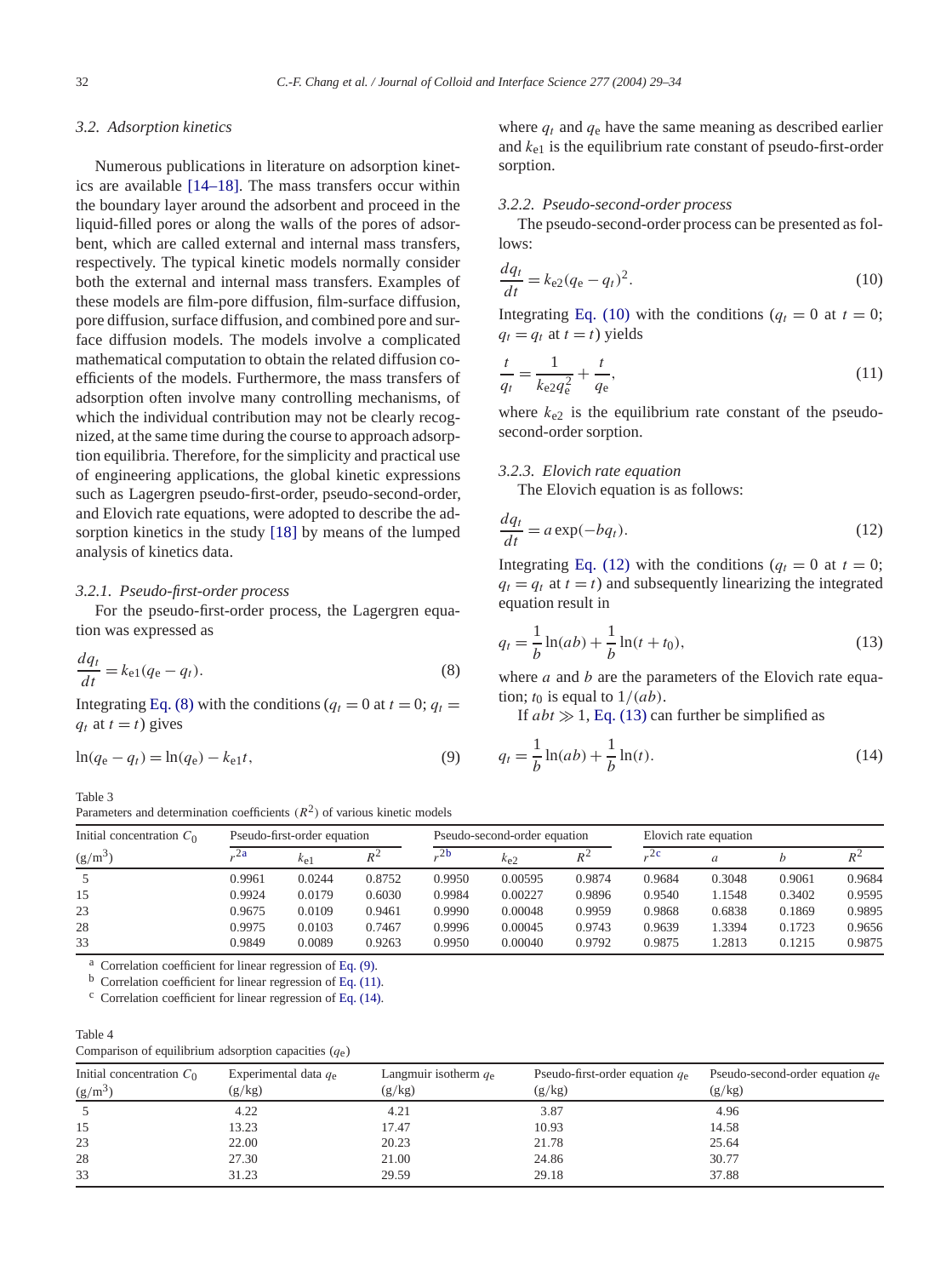### 3.2. Adsorption kinetics

Numerous publications in literature on adsorption kinetics are available [14–18]. The mass transfers occur within the boundary layer around the adsorbent and proceed in the liquid-filled pores or along the walls of the pores of adsorbent, which are called external and internal mass transfers, respectively. The typical kinetic models normally consider both the external and internal mass transfers. Examples of these models are film-pore diffusion, film-surface diffusion, pore diffusion, surface diffusion, and combined pore and surface diffusion models. The models involve a complicated mathematical computation to obtain the related diffusion coefficients of the models. Furthermore, the mass transfers of adsorption often involve many controlling mechanisms, of which the individual contribution may not be clearly recognized, at the same time during the course to approach adsorption equilibria. Therefore, for the simplicity and practical use of engineering applications, the global kinetic expressions such as Lagergren pseudo-first-order, pseudo-second-order, and Elovich rate equations, were adopted to describe the adsorption kinetics in the study [18] by means of the lumped analysis of kinetics data.

#### 3.2.1. Pseudo-first-order process

For the pseudo-first-order process, the Lagergren equation was expressed as

$$\frac{dq_t}{dt} = k_{e1}(q_e - q_t). \tag{8}$$

Integrating Eq. (8) with the conditions ($q_t = 0$ at $t = 0$; $q_t = q_t$ at $t = t$) gives

$$\ln(q_e - q_t) = \ln(q_e) - k_{e1}t, \tag{9}$$

where $q_t$ and $q_e$ have the same meaning as described earlier and $k_{e1}$ is the equilibrium rate constant of pseudo-first-order sorption.

#### 3.2.2. Pseudo-second-order process

The pseudo-second-order process can be presented as follows:

$$\frac{dq_t}{dt} = k_{e2}(q_e - q_t)^2. \tag{10}$$

Integrating Eq. (10) with the conditions ($q_t = 0$ at $t = 0$; $q_t = q_t$ at $t = t$) yields

$$\frac{t}{q_t} = \frac{1}{k_{e2}q_e^2} + \frac{t}{q_e}, \tag{11}$$

where $k_{e2}$ is the equilibrium rate constant of the pseudo-second-order sorption.

#### 3.2.3. Elovich rate equation

The Elovich equation is as follows:

$$\frac{dq_t}{dt} = a\exp(-bq_t). \tag{12}$$

Integrating Eq. (12) with the conditions ($q_t = 0$ at $t = 0$; $q_t = q_t$ at $t = t$) and subsequently linearizing the integrated equation result in

$$q_t = \frac{1}{b}\ln(ab) + \frac{1}{b}\ln(t + t_0), \tag{13}$$

where $a$ and $b$ are the parameters of the Elovich rate equation; $t_0$ is equal to $1/(ab)$.

If $abt \gg 1$, Eq. (13) can further be simplified as

$$q_t = \frac{1}{b}\ln(ab) + \frac{1}{b}\ln(t). \tag{14}$$

Table 3
Parameters and determination coefficients ($R^2$) of various kinetic models

| Initial concentration $C_0$ | Pseudo-first-order equation | | | Pseudo-second-order equation | | | Elovich rate equation | | | |
|---|---|---|---|---|---|---|---|---|---|---|
| (g/m$^3$) | $r^2$ [a] | $k_{e1}$ | $R^2$ | $r^2$ [b] | $k_{e2}$ | $R^2$ | $r^2$ [c] | $a$ | $b$ | $R^2$ |
| 5 | 0.9961 | 0.0244 | 0.8752 | 0.9950 | 0.00595 | 0.9874 | 0.9684 | 0.3048 | 0.9061 | 0.9684 |
| 15 | 0.9924 | 0.0179 | 0.6030 | 0.9984 | 0.00227 | 0.9896 | 0.9540 | 1.1548 | 0.3402 | 0.9595 |
| 23 | 0.9675 | 0.0109 | 0.9461 | 0.9990 | 0.00048 | 0.9959 | 0.9868 | 0.6838 | 0.1869 | 0.9895 |
| 28 | 0.9975 | 0.0103 | 0.7467 | 0.9996 | 0.00045 | 0.9743 | 0.9639 | 1.3394 | 0.1723 | 0.9656 |
| 33 | 0.9849 | 0.0089 | 0.9263 | 0.9950 | 0.00040 | 0.9792 | 0.9875 | 1.2813 | 0.1215 | 0.9875 |

[a] Correlation coefficient for linear regression of Eq. (9).
[b] Correlation coefficient for linear regression of Eq. (11).
[c] Correlation coefficient for linear regression of Eq. (14).

Table 4
Comparison of equilibrium adsorption capacities ($q_e$)

| Initial concentration $C_0$ (g/m$^3$) | Experimental data $q_e$ (g/kg) | Langmuir isotherm $q_e$ (g/kg) | Pseudo-first-order equation $q_e$ (g/kg) | Pseudo-second-order equation $q_e$ (g/kg) |
|---|---|---|---|---|
| 5 | 4.22 | 4.21 | 3.87 | 4.96 |
| 15 | 13.23 | 17.47 | 10.93 | 14.58 |
| 23 | 22.00 | 20.23 | 21.78 | 25.64 |
| 28 | 27.30 | 21.00 | 24.86 | 30.77 |
| 33 | 31.23 | 29.59 | 29.18 | 37.88 |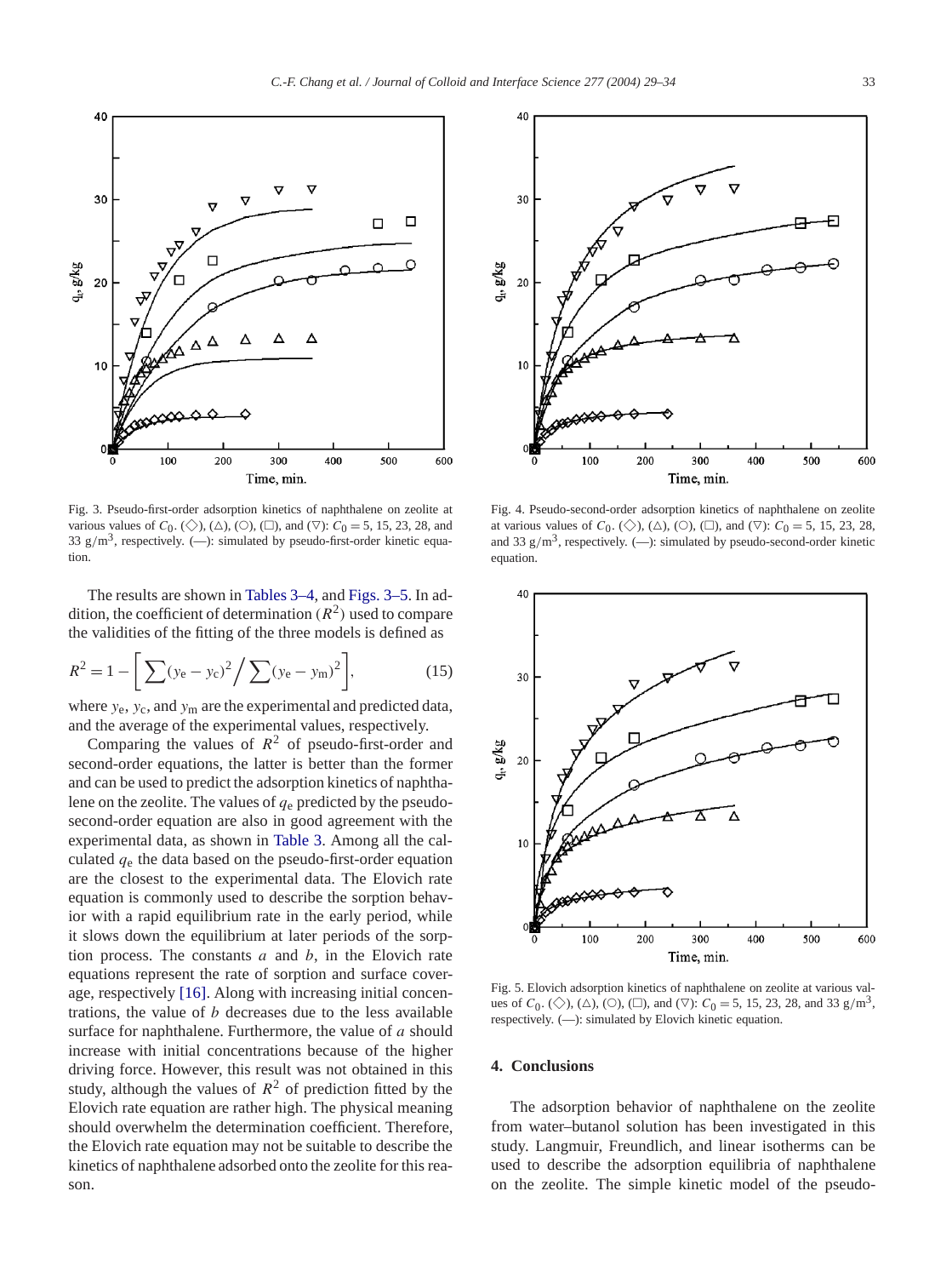Fig. 3. Pseudo-first-order adsorption kinetics of naphthalene on zeolite at various values of $C_0$. (◇), (△), (○), (□), and (▽): $C_0 = 5$, 15, 23, 28, and 33 g/m$^3$, respectively. (—): simulated by pseudo-first-order kinetic equation.

Fig. 4. Pseudo-second-order adsorption kinetics of naphthalene on zeolite at various values of $C_0$. (◇), (△), (○), (□), and (▽): $C_0 = 5$, 15, 23, 28, and 33 g/m$^3$, respectively. (—): simulated by pseudo-second-order kinetic equation.

Fig. 5. Elovich adsorption kinetics of naphthalene on zeolite at various values of $C_0$. (◇), (△), (○), (□), and (▽): $C_0 = 5$, 15, 23, 28, and 33 g/m$^3$, respectively. (—): simulated by Elovich kinetic equation.

The results are shown in Tables 3–4, and Figs. 3–5. In addition, the coefficient of determination ($R^2$) used to compare the validities of the fitting of the three models is defined as

$$R^2 = 1 - \left[ \sum (y_e - y_c)^2 \Big/ \sum (y_e - y_m)^2 \right], \tag{15}$$

where $y_e$, $y_c$, and $y_m$ are the experimental and predicted data, and the average of the experimental values, respectively.

Comparing the values of $R^2$ of pseudo-first-order and second-order equations, the latter is better than the former and can be used to predict the adsorption kinetics of naphthalene on the zeolite. The values of $q_e$ predicted by the pseudo-second-order equation are also in good agreement with the experimental data, as shown in Table 3. Among all the calculated $q_e$ the data based on the pseudo-first-order equation are the closest to the experimental data. The Elovich rate equation is commonly used to describe the sorption behavior with a rapid equilibrium rate in the early period, while it slows down the equilibrium at later periods of the sorption process. The constants $a$ and $b$, in the Elovich rate equations represent the rate of sorption and surface coverage, respectively [16]. Along with increasing initial concentrations, the value of $b$ decreases due to the less available surface for naphthalene. Furthermore, the value of $a$ should increase with initial concentrations because of the higher driving force. However, this result was not obtained in this study, although the values of $R^2$ of prediction fitted by the Elovich rate equation are rather high. The physical meaning should overwhelm the determination coefficient. Therefore, the Elovich rate equation may not be suitable to describe the kinetics of naphthalene adsorbed onto the zeolite for this reason.

## 4. Conclusions

The adsorption behavior of naphthalene on the zeolite from water–butanol solution has been investigated in this study. Langmuir, Freundlich, and linear isotherms can be used to describe the adsorption equilibria of naphthalene on the zeolite. The simple kinetic model of the pseudo-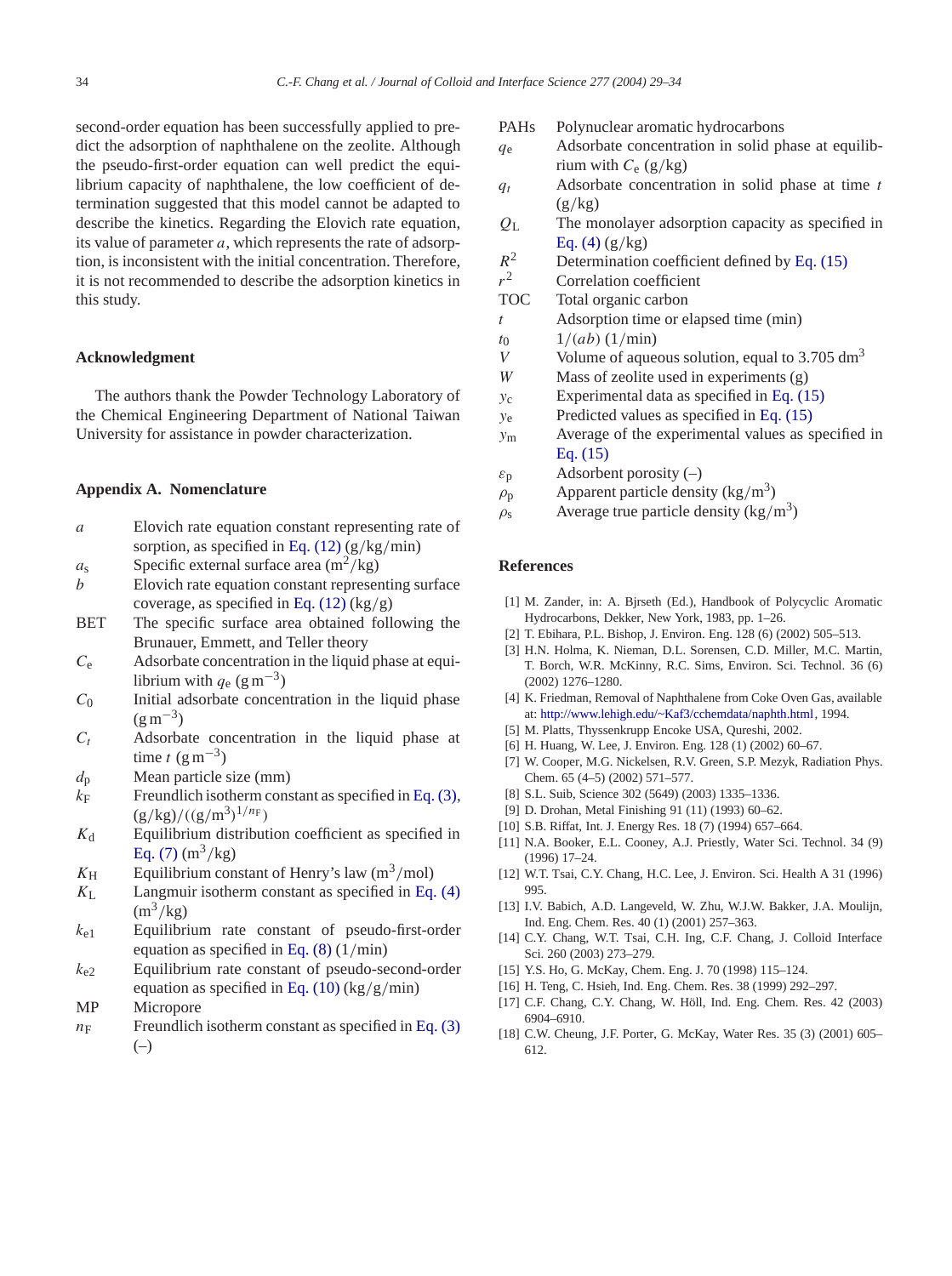second-order equation has been successfully applied to predict the adsorption of naphthalene on the zeolite. Although the pseudo-first-order equation can well predict the equilibrium capacity of naphthalene, the low coefficient of determination suggested that this model cannot be adapted to describe the kinetics. Regarding the Elovich rate equation, its value of parameter $a$, which represents the rate of adsorption, is inconsistent with the initial concentration. Therefore, it is not recommended to describe the adsorption kinetics in this study.

## Acknowledgment

The authors thank the Powder Technology Laboratory of the Chemical Engineering Department of National Taiwan University for assistance in powder characterization.

## Appendix A. Nomenclature

- $a$ — Elovich rate equation constant representing rate of sorption, as specified in Eq. (12) (g/kg/min)
- $a_s$ — Specific external surface area ($m^2$/kg)
- $b$ — Elovich rate equation constant representing surface coverage, as specified in Eq. (12) (kg/g)
- BET — The specific surface area obtained following the Brunauer, Emmett, and Teller theory
- $C_e$ — Adsorbate concentration in the liquid phase at equilibrium with $q_e$ ($g\,m^{-3}$)
- $C_0$ — Initial adsorbate concentration in the liquid phase ($g\,m^{-3}$)
- $C_t$ — Adsorbate concentration in the liquid phase at time $t$ ($g\,m^{-3}$)
- $d_p$ — Mean particle size (mm)
- $k_F$ — Freundlich isotherm constant as specified in Eq. (3), $(g/kg)/((g/m^3)^{1/n_F})$
- $K_d$ — Equilibrium distribution coefficient as specified in Eq. (7) ($m^3$/kg)
- $K_H$ — Equilibrium constant of Henry's law ($m^3$/mol)
- $K_L$ — Langmuir isotherm constant as specified in Eq. (4) ($m^3$/kg)
- $k_{e1}$ — Equilibrium rate constant of pseudo-first-order equation as specified in Eq. (8) (1/min)
- $k_{e2}$ — Equilibrium rate constant of pseudo-second-order equation as specified in Eq. (10) (kg/g/min)
- MP — Micropore
- $n_F$ — Freundlich isotherm constant as specified in Eq. (3) (–)
- PAHs — Polynuclear aromatic hydrocarbons
- $q_e$ — Adsorbate concentration in solid phase at equilibrium with $C_e$ (g/kg)
- $q_t$ — Adsorbate concentration in solid phase at time $t$ (g/kg)
- $Q_L$ — The monolayer adsorption capacity as specified in Eq. (4) (g/kg)
- $R^2$ — Determination coefficient defined by Eq. (15)
- $r^2$ — Correlation coefficient
- TOC — Total organic carbon
- $t$ — Adsorption time or elapsed time (min)
- $t_0$ — $1/(ab)$ (1/min)
- $V$ — Volume of aqueous solution, equal to 3.705 $dm^3$
- $W$ — Mass of zeolite used in experiments (g)
- $y_c$ — Experimental data as specified in Eq. (15)
- $y_e$ — Predicted values as specified in Eq. (15)
- $y_m$ — Average of the experimental values as specified in Eq. (15)
- $\varepsilon_p$ — Adsorbent porosity (–)
- $\rho_p$ — Apparent particle density ($kg/m^3$)
- $\rho_s$ — Average true particle density ($kg/m^3$)

## References

[1] M. Zander, in: A. Bjrseth (Ed.), Handbook of Polycyclic Aromatic Hydrocarbons, Dekker, New York, 1983, pp. 1–26.

[2] T. Ebihara, P.L. Bishop, J. Environ. Eng. 128 (6) (2002) 505–513.

[3] H.N. Holma, K. Nieman, D.L. Sorensen, C.D. Miller, M.C. Martin, T. Borch, W.R. McKinny, R.C. Sims, Environ. Sci. Technol. 36 (6) (2002) 1276–1280.

[4] K. Friedman, Removal of Naphthalene from Coke Oven Gas, available at: http://www.lehigh.edu/~Kaf3/cchemdata/naphth.html, 1994.

[5] M. Platts, Thyssenkrupp Encoke USA, Qureshi, 2002.

[6] H. Huang, W. Lee, J. Environ. Eng. 128 (1) (2002) 60–67.

[7] W. Cooper, M.G. Nickelsen, R.V. Green, S.P. Mezyk, Radiation Phys. Chem. 65 (4–5) (2002) 571–577.

[8] S.L. Suib, Science 302 (5649) (2003) 1335–1336.

[9] D. Drohan, Metal Finishing 91 (11) (1993) 60–62.

[10] S.B. Riffat, Int. J. Energy Res. 18 (7) (1994) 657–664.

[11] N.A. Booker, E.L. Cooney, A.J. Priestly, Water Sci. Technol. 34 (9) (1996) 17–24.

[12] W.T. Tsai, C.Y. Chang, H.C. Lee, J. Environ. Sci. Health A 31 (1996) 995.

[13] I.V. Babich, A.D. Langeveld, W. Zhu, W.J.W. Bakker, J.A. Moulijn, Ind. Eng. Chem. Res. 40 (1) (2001) 257–363.

[14] C.Y. Chang, W.T. Tsai, C.H. Ing, C.F. Chang, J. Colloid Interface Sci. 260 (2003) 273–279.

[15] Y.S. Ho, G. McKay, Chem. Eng. J. 70 (1998) 115–124.

[16] H. Teng, C. Hsieh, Ind. Eng. Chem. Res. 38 (1999) 292–297.

[17] C.F. Chang, C.Y. Chang, W. Höll, Ind. Eng. Chem. Res. 42 (2003) 6904–6910.

[18] C.W. Cheung, J.F. Porter, G. McKay, Water Res. 35 (3) (2001) 605–612.